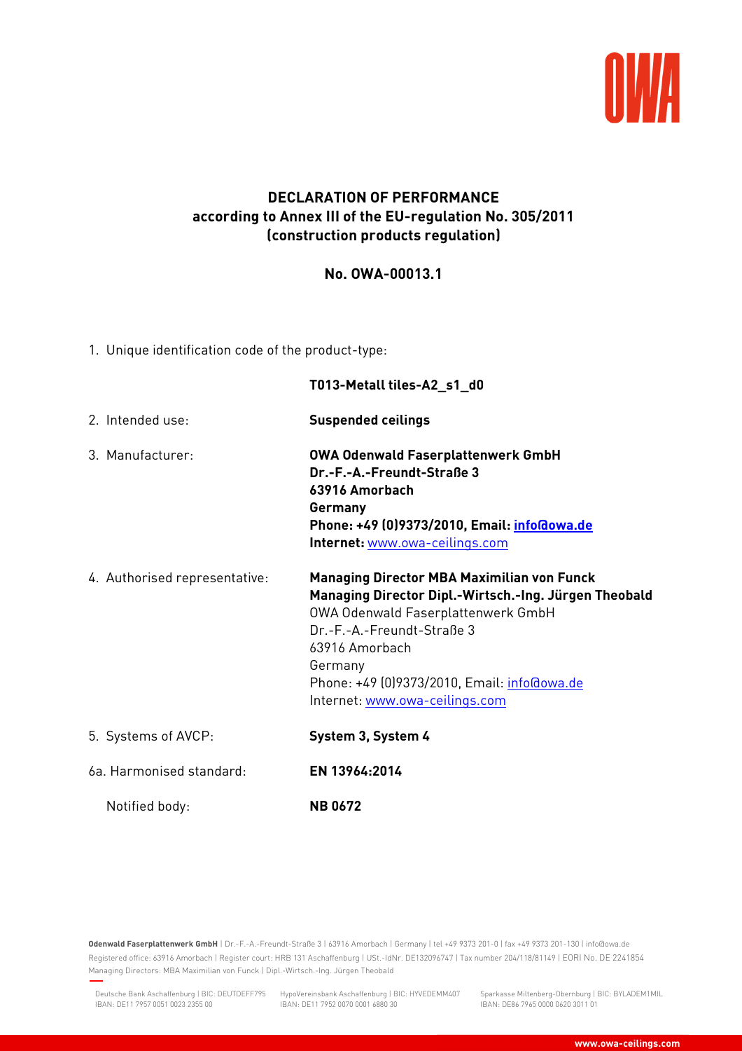# DECLARATION OF PERFORMANCE
## according to Annex III of the EU-regulation No. 305/2011 (construction products regulation)

## No. OWA-00013.1

1. Unique identification code of the product-type:

   **T013-Metall tiles-A2_s1_d0**

2. Intended use: **Suspended ceilings**

3. Manufacturer:
   **OWA Odenwald Faserplattenwerk GmbH**
   **Dr.-F.-A.-Freundt-Straße 3**
   **63916 Amorbach**
   **Germany**
   **Phone: +49 (0)9373/2010, Email: info@owa.de**
   **Internet:** www.owa-ceilings.com

4. Authorised representative:
   **Managing Director MBA Maximilian von Funck**
   **Managing Director Dipl.-Wirtsch.-Ing. Jürgen Theobald**
   OWA Odenwald Faserplattenwerk GmbH
   Dr.-F.-A.-Freundt-Straße 3
   63916 Amorbach
   Germany
   Phone: +49 (0)9373/2010, Email: info@owa.de
   Internet: www.owa-ceilings.com

5. Systems of AVCP: **System 3, System 4**

6a. Harmonised standard: **EN 13964:2014**

   Notified body: **NB 0672**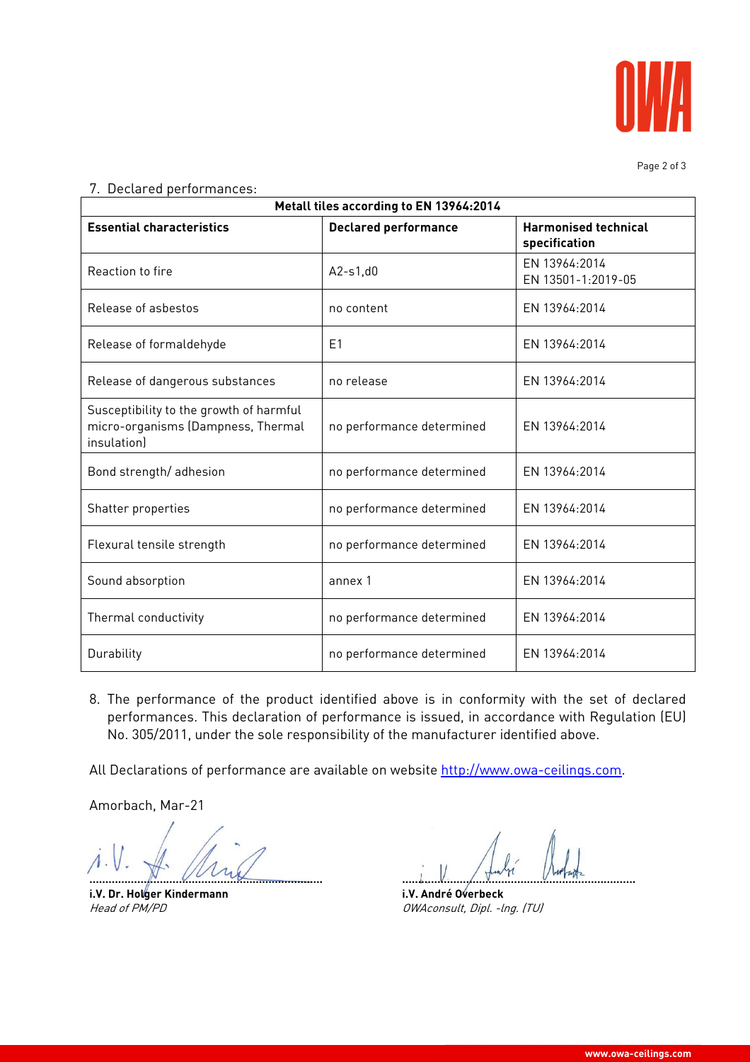7. Declared performances:

| Metall tiles according to EN 13964:2014 | | |
|---|---|---|
| **Essential characteristics** | **Declared performance** | **Harmonised technical specification** |
| Reaction to fire | A2-s1,d0 | EN 13964:2014<br>EN 13501-1:2019-05 |
| Release of asbestos | no content | EN 13964:2014 |
| Release of formaldehyde | E1 | EN 13964:2014 |
| Release of dangerous substances | no release | EN 13964:2014 |
| Susceptibility to the growth of harmful micro-organisms (Dampness, Thermal insulation) | no performance determined | EN 13964:2014 |
| Bond strength/ adhesion | no performance determined | EN 13964:2014 |
| Shatter properties | no performance determined | EN 13964:2014 |
| Flexural tensile strength | no performance determined | EN 13964:2014 |
| Sound absorption | annex 1 | EN 13964:2014 |
| Thermal conductivity | no performance determined | EN 13964:2014 |
| Durability | no performance determined | EN 13964:2014 |

8. The performance of the product identified above is in conformity with the set of declared performances. This declaration of performance is issued, in accordance with Regulation (EU) No. 305/2011, under the sole responsibility of the manufacturer identified above.

All Declarations of performance are available on website http://www.owa-ceilings.com.

Amorbach, Mar-21

**i.V. Dr. Holger Kindermann**
*Head of PM/PD*

**i.V. André Overbeck**
*OWAconsult, Dipl. -Ing. (TU)*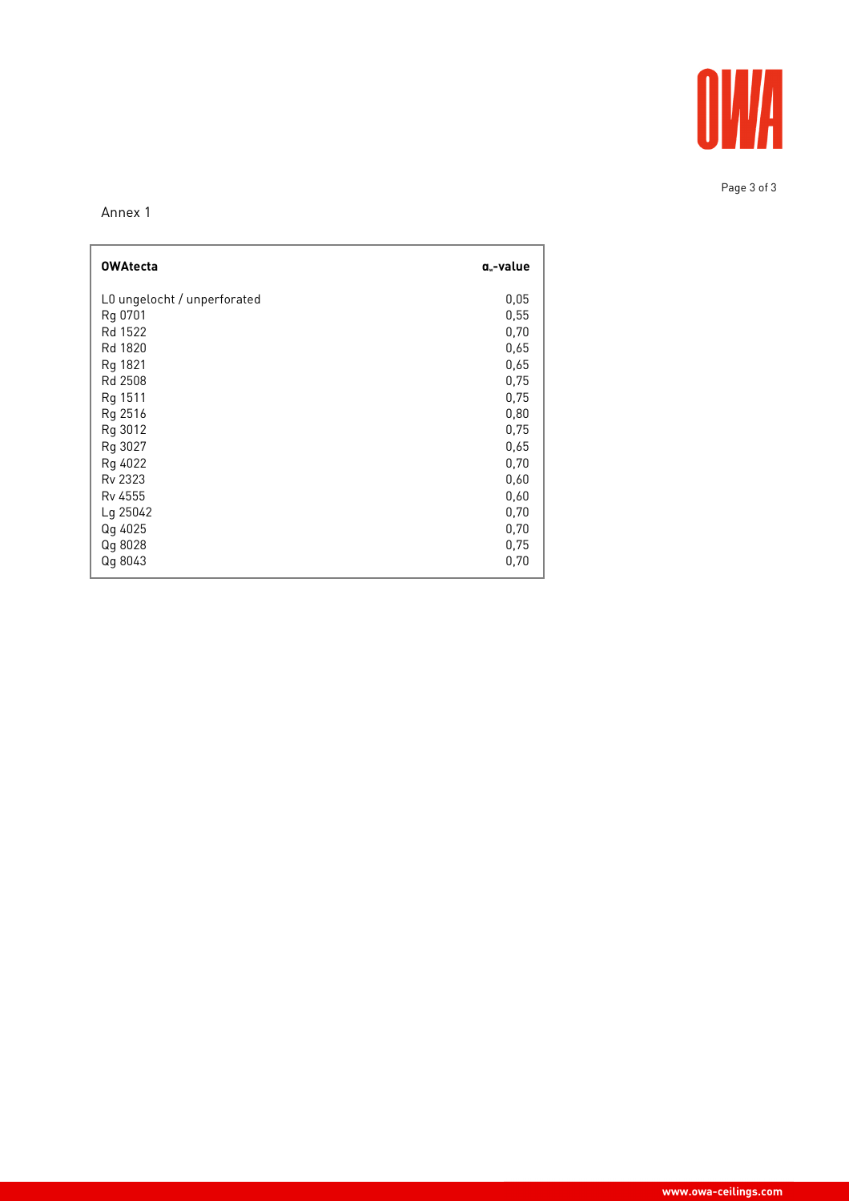Annex 1

| OWAtecta | $\alpha_w$-value |
|---|---|
| L0 ungelocht / unperforated | 0,05 |
| Rg 0701 | 0,55 |
| Rd 1522 | 0,70 |
| Rd 1820 | 0,65 |
| Rg 1821 | 0,65 |
| Rd 2508 | 0,75 |
| Rg 1511 | 0,75 |
| Rg 2516 | 0,80 |
| Rg 3012 | 0,75 |
| Rg 3027 | 0,65 |
| Rg 4022 | 0,70 |
| Rv 2323 | 0,60 |
| Rv 4555 | 0,60 |
| Lg 25042 | 0,70 |
| Qg 4025 | 0,70 |
| Qg 8028 | 0,75 |
| Qg 8043 | 0,70 |